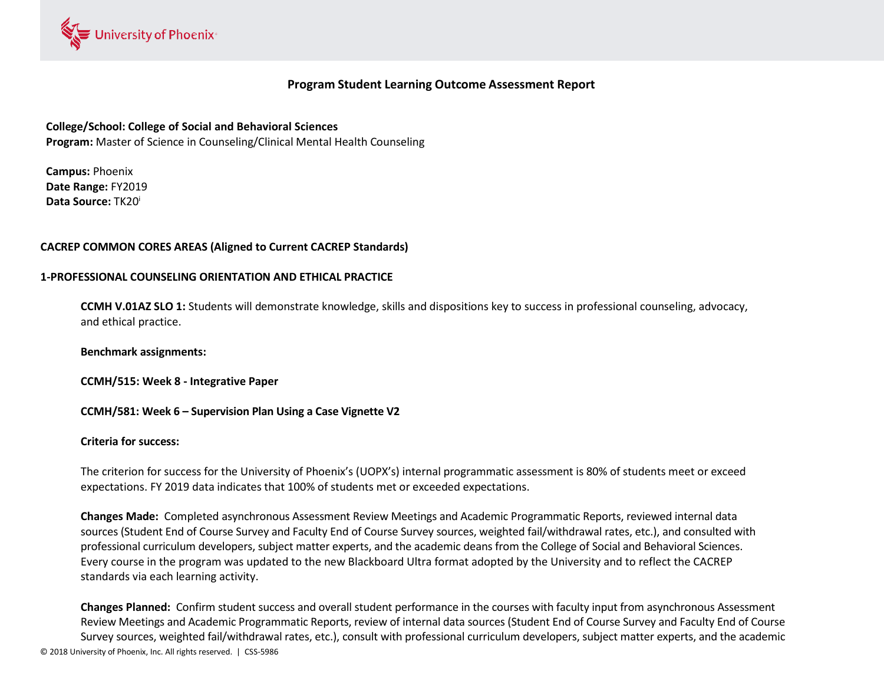# Program Student Learning Outcome Assessment Report

**College/School: College of Social and Behavioral Sciences**
**Program:** Master of Science in Counseling/Clinical Mental Health Counseling

**Campus:** Phoenix
**Date Range:** FY2019
**Data Source:** TK20[i]

## CACREP COMMON CORES AREAS (Aligned to Current CACREP Standards)

### 1-PROFESSIONAL COUNSELING ORIENTATION AND ETHICAL PRACTICE

**CCMH V.01AZ SLO 1:** Students will demonstrate knowledge, skills and dispositions key to success in professional counseling, advocacy, and ethical practice.

**Benchmark assignments:**

**CCMH/515: Week 8 - Integrative Paper**

**CCMH/581: Week 6 – Supervision Plan Using a Case Vignette V2**

**Criteria for success:**

The criterion for success for the University of Phoenix's (UOPX's) internal programmatic assessment is 80% of students meet or exceed expectations. FY 2019 data indicates that 100% of students met or exceeded expectations.

**Changes Made:** Completed asynchronous Assessment Review Meetings and Academic Programmatic Reports, reviewed internal data sources (Student End of Course Survey and Faculty End of Course Survey sources, weighted fail/withdrawal rates, etc.), and consulted with professional curriculum developers, subject matter experts, and the academic deans from the College of Social and Behavioral Sciences. Every course in the program was updated to the new Blackboard Ultra format adopted by the University and to reflect the CACREP standards via each learning activity.

**Changes Planned:** Confirm student success and overall student performance in the courses with faculty input from asynchronous Assessment Review Meetings and Academic Programmatic Reports, review of internal data sources (Student End of Course Survey and Faculty End of Course Survey sources, weighted fail/withdrawal rates, etc.), consult with professional curriculum developers, subject matter experts, and the academic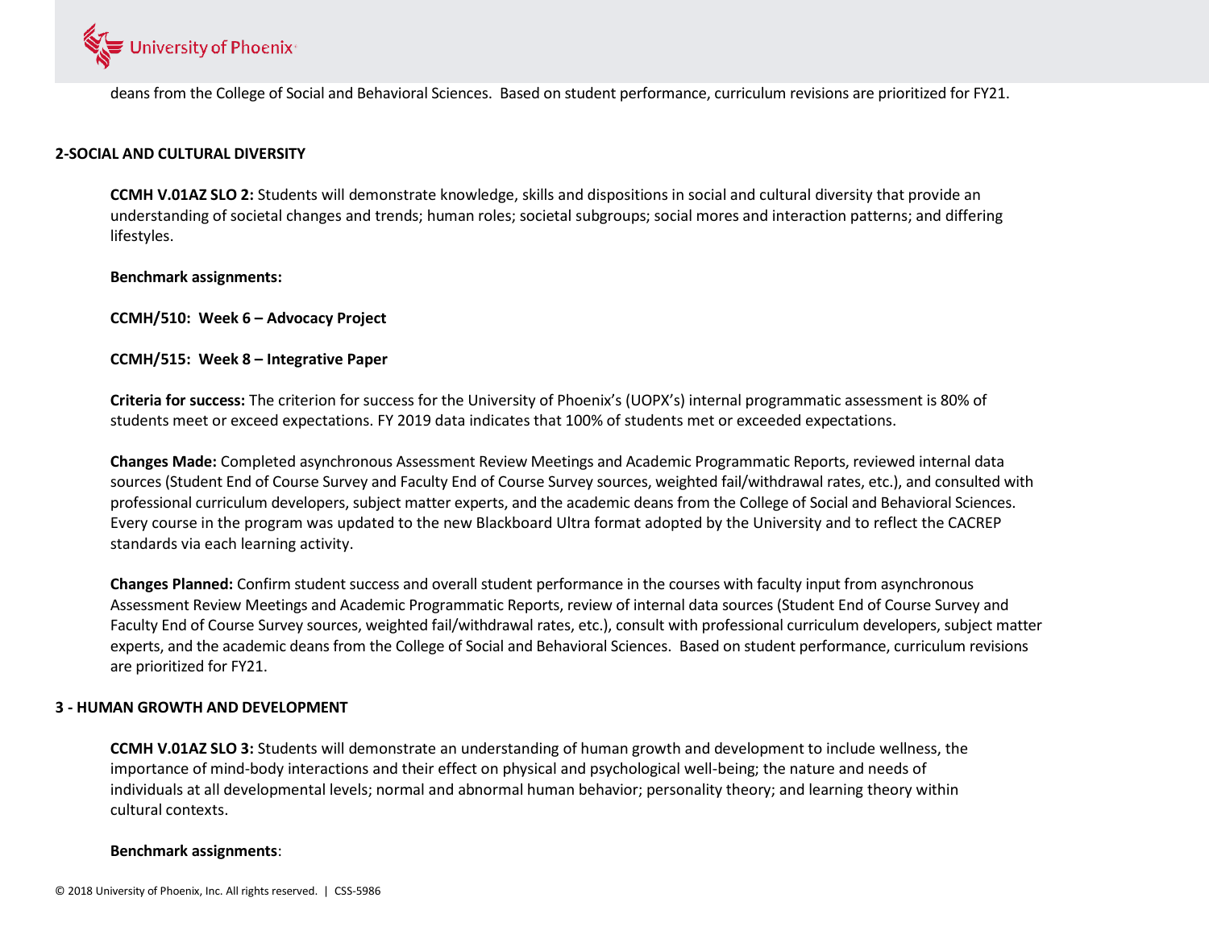deans from the College of Social and Behavioral Sciences. Based on student performance, curriculum revisions are prioritized for FY21.

## 2-SOCIAL AND CULTURAL DIVERSITY

**CCMH V.01AZ SLO 2:** Students will demonstrate knowledge, skills and dispositions in social and cultural diversity that provide an understanding of societal changes and trends; human roles; societal subgroups; social mores and interaction patterns; and differing lifestyles.

**Benchmark assignments:**

**CCMH/510: Week 6 – Advocacy Project**

**CCMH/515: Week 8 – Integrative Paper**

**Criteria for success:** The criterion for success for the University of Phoenix's (UOPX's) internal programmatic assessment is 80% of students meet or exceed expectations. FY 2019 data indicates that 100% of students met or exceeded expectations.

**Changes Made:** Completed asynchronous Assessment Review Meetings and Academic Programmatic Reports, reviewed internal data sources (Student End of Course Survey and Faculty End of Course Survey sources, weighted fail/withdrawal rates, etc.), and consulted with professional curriculum developers, subject matter experts, and the academic deans from the College of Social and Behavioral Sciences. Every course in the program was updated to the new Blackboard Ultra format adopted by the University and to reflect the CACREP standards via each learning activity.

**Changes Planned:** Confirm student success and overall student performance in the courses with faculty input from asynchronous Assessment Review Meetings and Academic Programmatic Reports, review of internal data sources (Student End of Course Survey and Faculty End of Course Survey sources, weighted fail/withdrawal rates, etc.), consult with professional curriculum developers, subject matter experts, and the academic deans from the College of Social and Behavioral Sciences. Based on student performance, curriculum revisions are prioritized for FY21.

## 3 - HUMAN GROWTH AND DEVELOPMENT

**CCMH V.01AZ SLO 3:** Students will demonstrate an understanding of human growth and development to include wellness, the importance of mind-body interactions and their effect on physical and psychological well-being; the nature and needs of individuals at all developmental levels; normal and abnormal human behavior; personality theory; and learning theory within cultural contexts.

**Benchmark assignments**: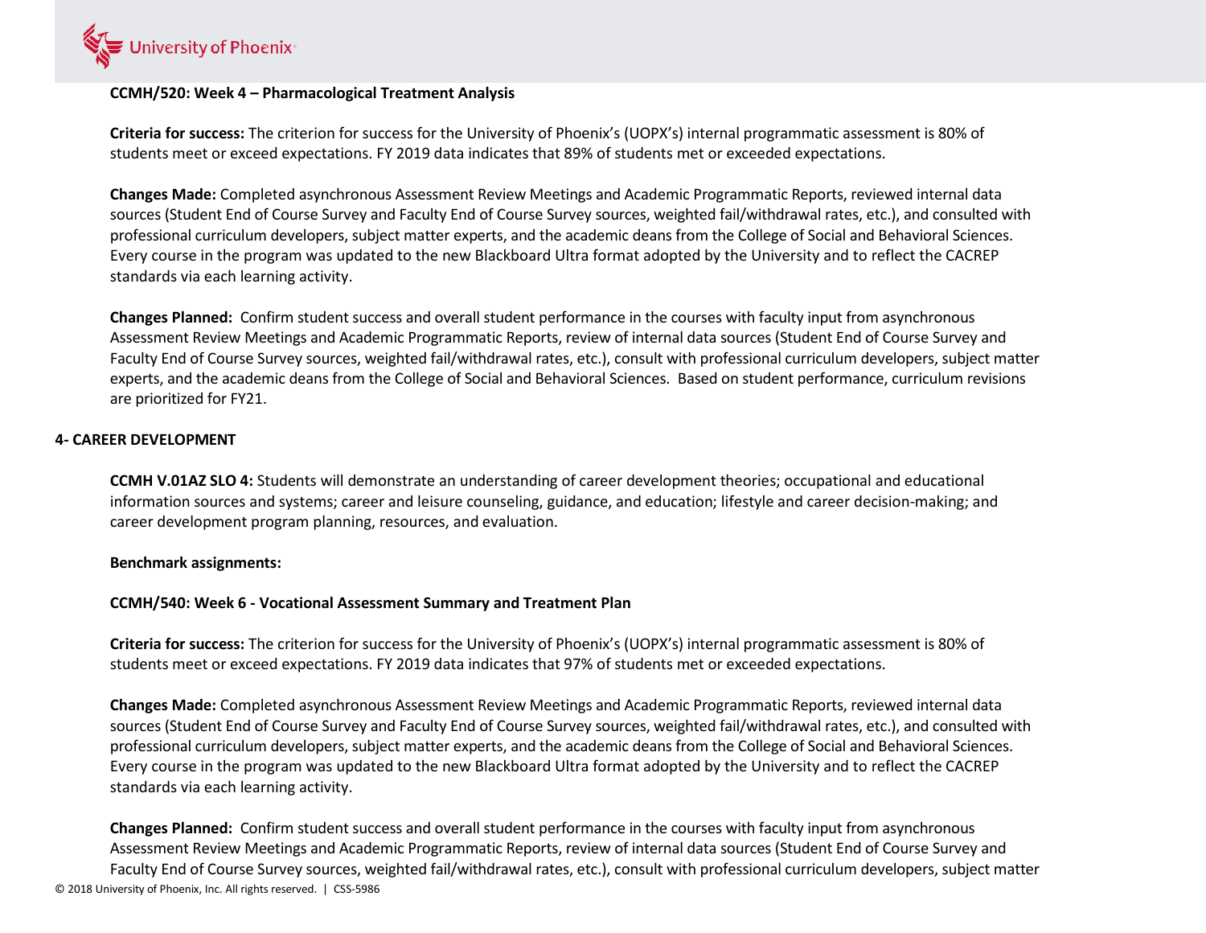**CCMH/520: Week 4 – Pharmacological Treatment Analysis**

**Criteria for success:** The criterion for success for the University of Phoenix's (UOPX's) internal programmatic assessment is 80% of students meet or exceed expectations. FY 2019 data indicates that 89% of students met or exceeded expectations.

**Changes Made:** Completed asynchronous Assessment Review Meetings and Academic Programmatic Reports, reviewed internal data sources (Student End of Course Survey and Faculty End of Course Survey sources, weighted fail/withdrawal rates, etc.), and consulted with professional curriculum developers, subject matter experts, and the academic deans from the College of Social and Behavioral Sciences. Every course in the program was updated to the new Blackboard Ultra format adopted by the University and to reflect the CACREP standards via each learning activity.

**Changes Planned:** Confirm student success and overall student performance in the courses with faculty input from asynchronous Assessment Review Meetings and Academic Programmatic Reports, review of internal data sources (Student End of Course Survey and Faculty End of Course Survey sources, weighted fail/withdrawal rates, etc.), consult with professional curriculum developers, subject matter experts, and the academic deans from the College of Social and Behavioral Sciences. Based on student performance, curriculum revisions are prioritized for FY21.

**4- CAREER DEVELOPMENT**

**CCMH V.01AZ SLO 4:** Students will demonstrate an understanding of career development theories; occupational and educational information sources and systems; career and leisure counseling, guidance, and education; lifestyle and career decision-making; and career development program planning, resources, and evaluation.

**Benchmark assignments:**

**CCMH/540: Week 6 - Vocational Assessment Summary and Treatment Plan**

**Criteria for success:** The criterion for success for the University of Phoenix's (UOPX's) internal programmatic assessment is 80% of students meet or exceed expectations. FY 2019 data indicates that 97% of students met or exceeded expectations.

**Changes Made:** Completed asynchronous Assessment Review Meetings and Academic Programmatic Reports, reviewed internal data sources (Student End of Course Survey and Faculty End of Course Survey sources, weighted fail/withdrawal rates, etc.), and consulted with professional curriculum developers, subject matter experts, and the academic deans from the College of Social and Behavioral Sciences. Every course in the program was updated to the new Blackboard Ultra format adopted by the University and to reflect the CACREP standards via each learning activity.

**Changes Planned:** Confirm student success and overall student performance in the courses with faculty input from asynchronous Assessment Review Meetings and Academic Programmatic Reports, review of internal data sources (Student End of Course Survey and Faculty End of Course Survey sources, weighted fail/withdrawal rates, etc.), consult with professional curriculum developers, subject matter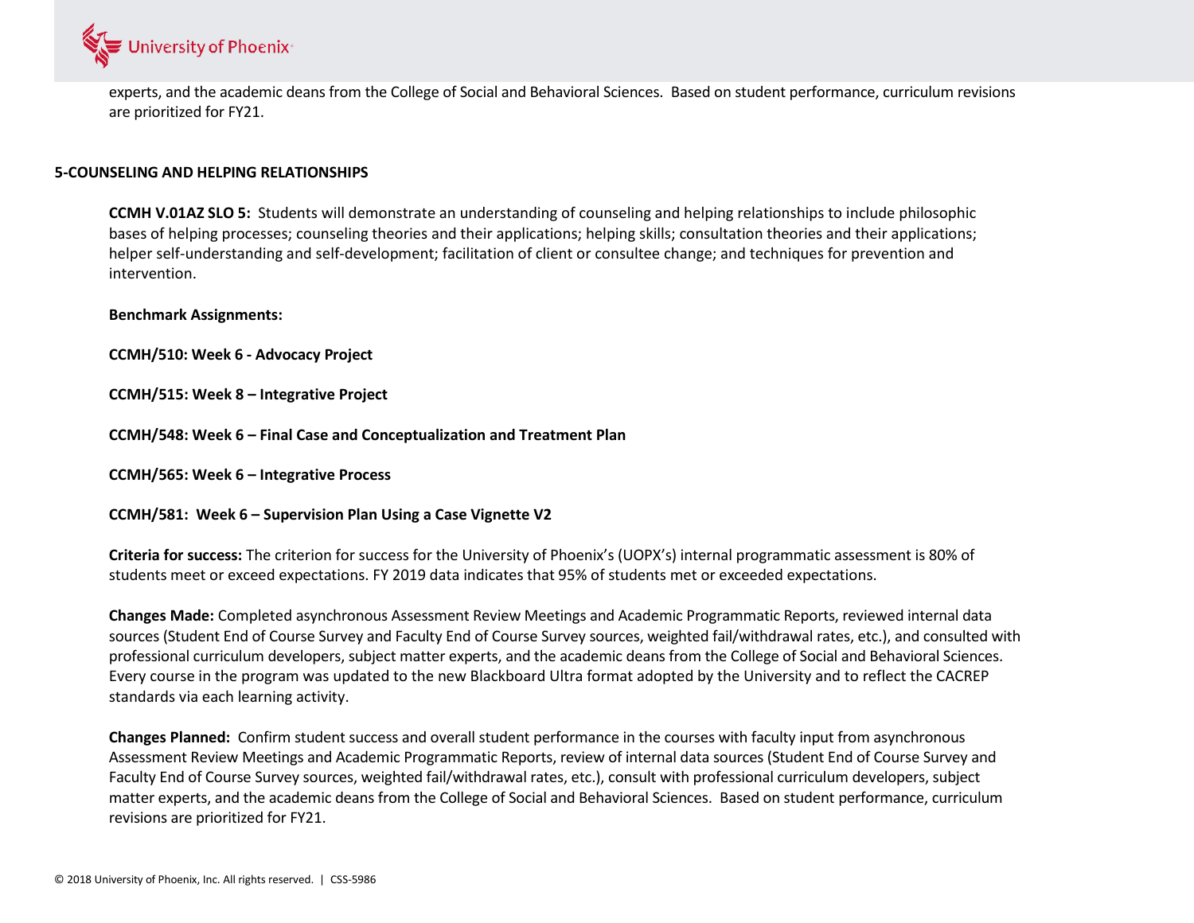experts, and the academic deans from the College of Social and Behavioral Sciences. Based on student performance, curriculum revisions are prioritized for FY21.

## 5-COUNSELING AND HELPING RELATIONSHIPS

**CCMH V.01AZ SLO 5:** Students will demonstrate an understanding of counseling and helping relationships to include philosophic bases of helping processes; counseling theories and their applications; helping skills; consultation theories and their applications; helper self-understanding and self-development; facilitation of client or consultee change; and techniques for prevention and intervention.

**Benchmark Assignments:**

**CCMH/510: Week 6 - Advocacy Project**

**CCMH/515: Week 8 – Integrative Project**

**CCMH/548: Week 6 – Final Case and Conceptualization and Treatment Plan**

**CCMH/565: Week 6 – Integrative Process**

**CCMH/581: Week 6 – Supervision Plan Using a Case Vignette V2**

**Criteria for success:** The criterion for success for the University of Phoenix's (UOPX's) internal programmatic assessment is 80% of students meet or exceed expectations. FY 2019 data indicates that 95% of students met or exceeded expectations.

**Changes Made:** Completed asynchronous Assessment Review Meetings and Academic Programmatic Reports, reviewed internal data sources (Student End of Course Survey and Faculty End of Course Survey sources, weighted fail/withdrawal rates, etc.), and consulted with professional curriculum developers, subject matter experts, and the academic deans from the College of Social and Behavioral Sciences. Every course in the program was updated to the new Blackboard Ultra format adopted by the University and to reflect the CACREP standards via each learning activity.

**Changes Planned:** Confirm student success and overall student performance in the courses with faculty input from asynchronous Assessment Review Meetings and Academic Programmatic Reports, review of internal data sources (Student End of Course Survey and Faculty End of Course Survey sources, weighted fail/withdrawal rates, etc.), consult with professional curriculum developers, subject matter experts, and the academic deans from the College of Social and Behavioral Sciences. Based on student performance, curriculum revisions are prioritized for FY21.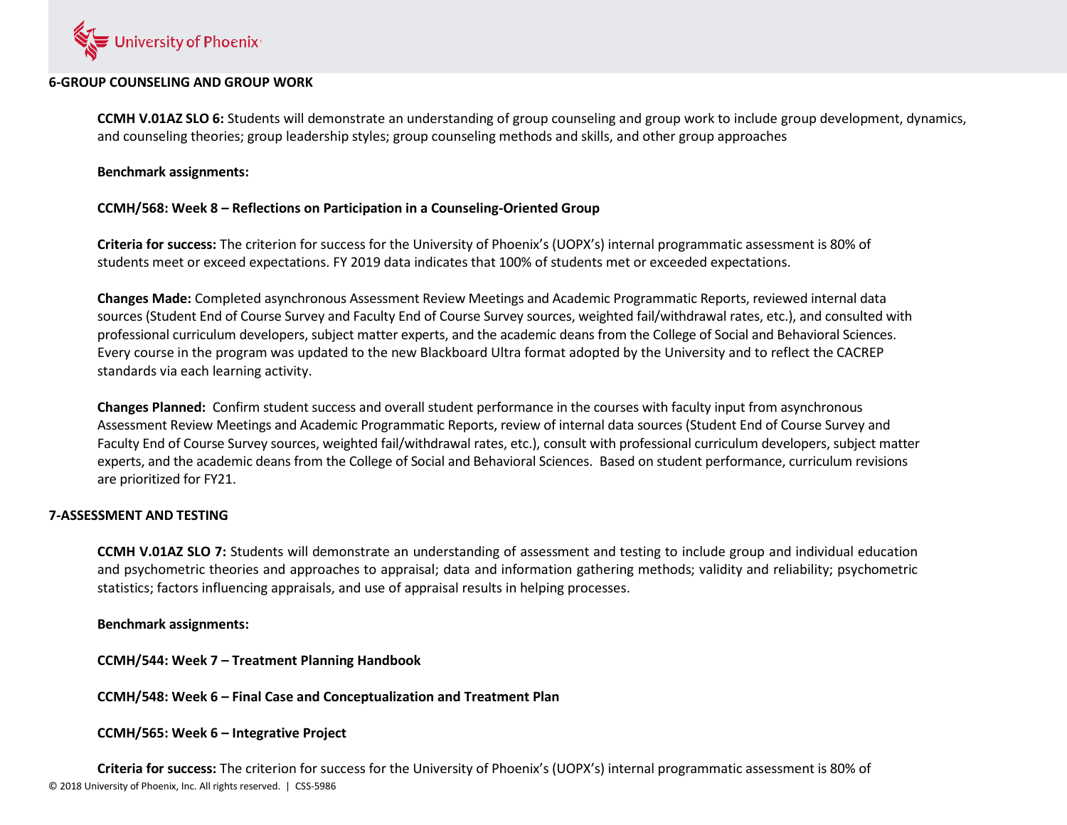**6-GROUP COUNSELING AND GROUP WORK**

**CCMH V.01AZ SLO 6:** Students will demonstrate an understanding of group counseling and group work to include group development, dynamics, and counseling theories; group leadership styles; group counseling methods and skills, and other group approaches

**Benchmark assignments:**

**CCMH/568: Week 8 – Reflections on Participation in a Counseling-Oriented Group**

**Criteria for success:** The criterion for success for the University of Phoenix's (UOPX's) internal programmatic assessment is 80% of students meet or exceed expectations. FY 2019 data indicates that 100% of students met or exceeded expectations.

**Changes Made:** Completed asynchronous Assessment Review Meetings and Academic Programmatic Reports, reviewed internal data sources (Student End of Course Survey and Faculty End of Course Survey sources, weighted fail/withdrawal rates, etc.), and consulted with professional curriculum developers, subject matter experts, and the academic deans from the College of Social and Behavioral Sciences. Every course in the program was updated to the new Blackboard Ultra format adopted by the University and to reflect the CACREP standards via each learning activity.

**Changes Planned:** Confirm student success and overall student performance in the courses with faculty input from asynchronous Assessment Review Meetings and Academic Programmatic Reports, review of internal data sources (Student End of Course Survey and Faculty End of Course Survey sources, weighted fail/withdrawal rates, etc.), consult with professional curriculum developers, subject matter experts, and the academic deans from the College of Social and Behavioral Sciences. Based on student performance, curriculum revisions are prioritized for FY21.

**7-ASSESSMENT AND TESTING**

**CCMH V.01AZ SLO 7:** Students will demonstrate an understanding of assessment and testing to include group and individual education and psychometric theories and approaches to appraisal; data and information gathering methods; validity and reliability; psychometric statistics; factors influencing appraisals, and use of appraisal results in helping processes.

**Benchmark assignments:**

**CCMH/544: Week 7 – Treatment Planning Handbook**

**CCMH/548: Week 6 – Final Case and Conceptualization and Treatment Plan**

**CCMH/565: Week 6 – Integrative Project**

**Criteria for success:** The criterion for success for the University of Phoenix's (UOPX's) internal programmatic assessment is 80% of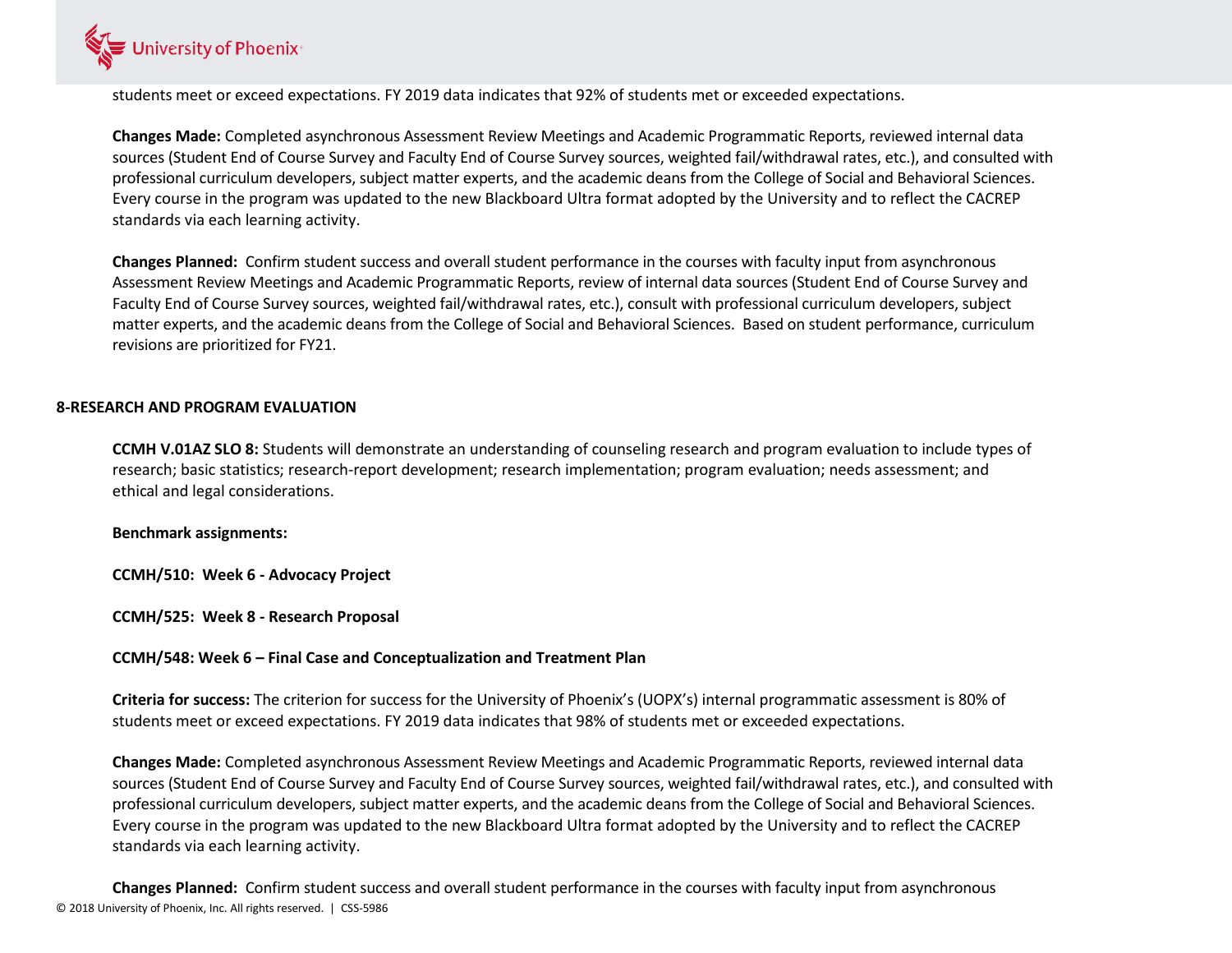students meet or exceed expectations. FY 2019 data indicates that 92% of students met or exceeded expectations.

**Changes Made:** Completed asynchronous Assessment Review Meetings and Academic Programmatic Reports, reviewed internal data sources (Student End of Course Survey and Faculty End of Course Survey sources, weighted fail/withdrawal rates, etc.), and consulted with professional curriculum developers, subject matter experts, and the academic deans from the College of Social and Behavioral Sciences. Every course in the program was updated to the new Blackboard Ultra format adopted by the University and to reflect the CACREP standards via each learning activity.

**Changes Planned:** Confirm student success and overall student performance in the courses with faculty input from asynchronous Assessment Review Meetings and Academic Programmatic Reports, review of internal data sources (Student End of Course Survey and Faculty End of Course Survey sources, weighted fail/withdrawal rates, etc.), consult with professional curriculum developers, subject matter experts, and the academic deans from the College of Social and Behavioral Sciences. Based on student performance, curriculum revisions are prioritized for FY21.

## 8-RESEARCH AND PROGRAM EVALUATION

**CCMH V.01AZ SLO 8:** Students will demonstrate an understanding of counseling research and program evaluation to include types of research; basic statistics; research-report development; research implementation; program evaluation; needs assessment; and ethical and legal considerations.

**Benchmark assignments:**

**CCMH/510: Week 6 - Advocacy Project**

**CCMH/525: Week 8 - Research Proposal**

**CCMH/548: Week 6 – Final Case and Conceptualization and Treatment Plan**

**Criteria for success:** The criterion for success for the University of Phoenix's (UOPX's) internal programmatic assessment is 80% of students meet or exceed expectations. FY 2019 data indicates that 98% of students met or exceeded expectations.

**Changes Made:** Completed asynchronous Assessment Review Meetings and Academic Programmatic Reports, reviewed internal data sources (Student End of Course Survey and Faculty End of Course Survey sources, weighted fail/withdrawal rates, etc.), and consulted with professional curriculum developers, subject matter experts, and the academic deans from the College of Social and Behavioral Sciences. Every course in the program was updated to the new Blackboard Ultra format adopted by the University and to reflect the CACREP standards via each learning activity.

**Changes Planned:** Confirm student success and overall student performance in the courses with faculty input from asynchronous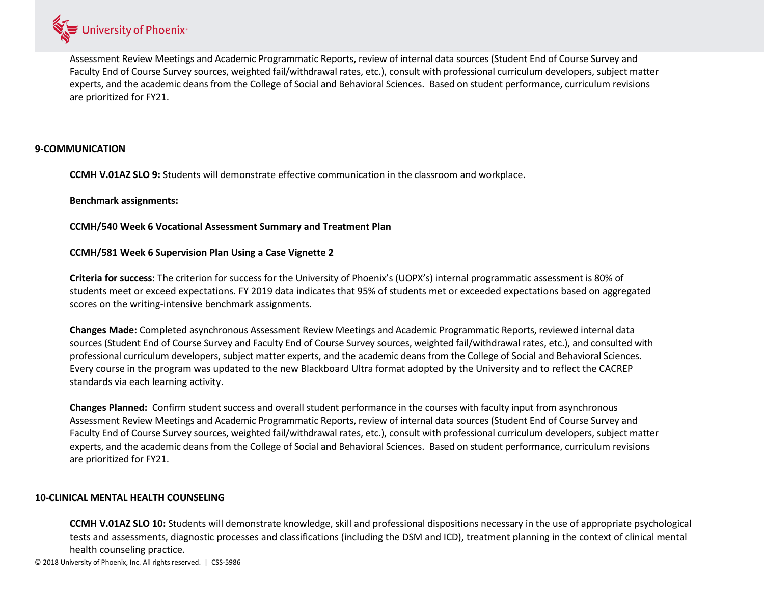Assessment Review Meetings and Academic Programmatic Reports, review of internal data sources (Student End of Course Survey and Faculty End of Course Survey sources, weighted fail/withdrawal rates, etc.), consult with professional curriculum developers, subject matter experts, and the academic deans from the College of Social and Behavioral Sciences. Based on student performance, curriculum revisions are prioritized for FY21.

**9-COMMUNICATION**

**CCMH V.01AZ SLO 9:** Students will demonstrate effective communication in the classroom and workplace.

**Benchmark assignments:**

**CCMH/540 Week 6 Vocational Assessment Summary and Treatment Plan**

**CCMH/581 Week 6 Supervision Plan Using a Case Vignette 2**

**Criteria for success:** The criterion for success for the University of Phoenix's (UOPX's) internal programmatic assessment is 80% of students meet or exceed expectations. FY 2019 data indicates that 95% of students met or exceeded expectations based on aggregated scores on the writing-intensive benchmark assignments.

**Changes Made:** Completed asynchronous Assessment Review Meetings and Academic Programmatic Reports, reviewed internal data sources (Student End of Course Survey and Faculty End of Course Survey sources, weighted fail/withdrawal rates, etc.), and consulted with professional curriculum developers, subject matter experts, and the academic deans from the College of Social and Behavioral Sciences. Every course in the program was updated to the new Blackboard Ultra format adopted by the University and to reflect the CACREP standards via each learning activity.

**Changes Planned:** Confirm student success and overall student performance in the courses with faculty input from asynchronous Assessment Review Meetings and Academic Programmatic Reports, review of internal data sources (Student End of Course Survey and Faculty End of Course Survey sources, weighted fail/withdrawal rates, etc.), consult with professional curriculum developers, subject matter experts, and the academic deans from the College of Social and Behavioral Sciences. Based on student performance, curriculum revisions are prioritized for FY21.

**10-CLINICAL MENTAL HEALTH COUNSELING**

**CCMH V.01AZ SLO 10:** Students will demonstrate knowledge, skill and professional dispositions necessary in the use of appropriate psychological tests and assessments, diagnostic processes and classifications (including the DSM and ICD), treatment planning in the context of clinical mental health counseling practice.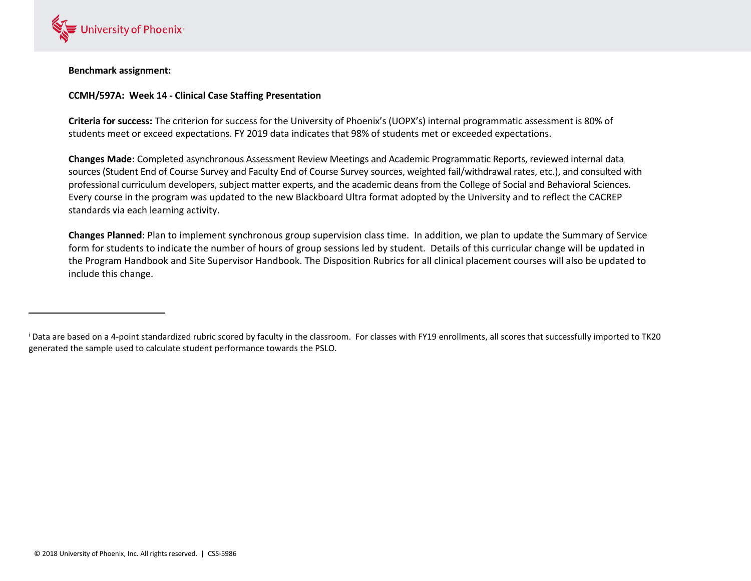**Benchmark assignment:**

**CCMH/597A: Week 14 - Clinical Case Staffing Presentation**

**Criteria for success:** The criterion for success for the University of Phoenix's (UOPX's) internal programmatic assessment is 80% of students meet or exceed expectations. FY 2019 data indicates that 98% of students met or exceeded expectations.

**Changes Made:** Completed asynchronous Assessment Review Meetings and Academic Programmatic Reports, reviewed internal data sources (Student End of Course Survey and Faculty End of Course Survey sources, weighted fail/withdrawal rates, etc.), and consulted with professional curriculum developers, subject matter experts, and the academic deans from the College of Social and Behavioral Sciences. Every course in the program was updated to the new Blackboard Ultra format adopted by the University and to reflect the CACREP standards via each learning activity.

**Changes Planned**: Plan to implement synchronous group supervision class time. In addition, we plan to update the Summary of Service form for students to indicate the number of hours of group sessions led by student. Details of this curricular change will be updated in the Program Handbook and Site Supervisor Handbook. The Disposition Rubrics for all clinical placement courses will also be updated to include this change.

---

[i] Data are based on a 4-point standardized rubric scored by faculty in the classroom. For classes with FY19 enrollments, all scores that successfully imported to TK20 generated the sample used to calculate student performance towards the PSLO.